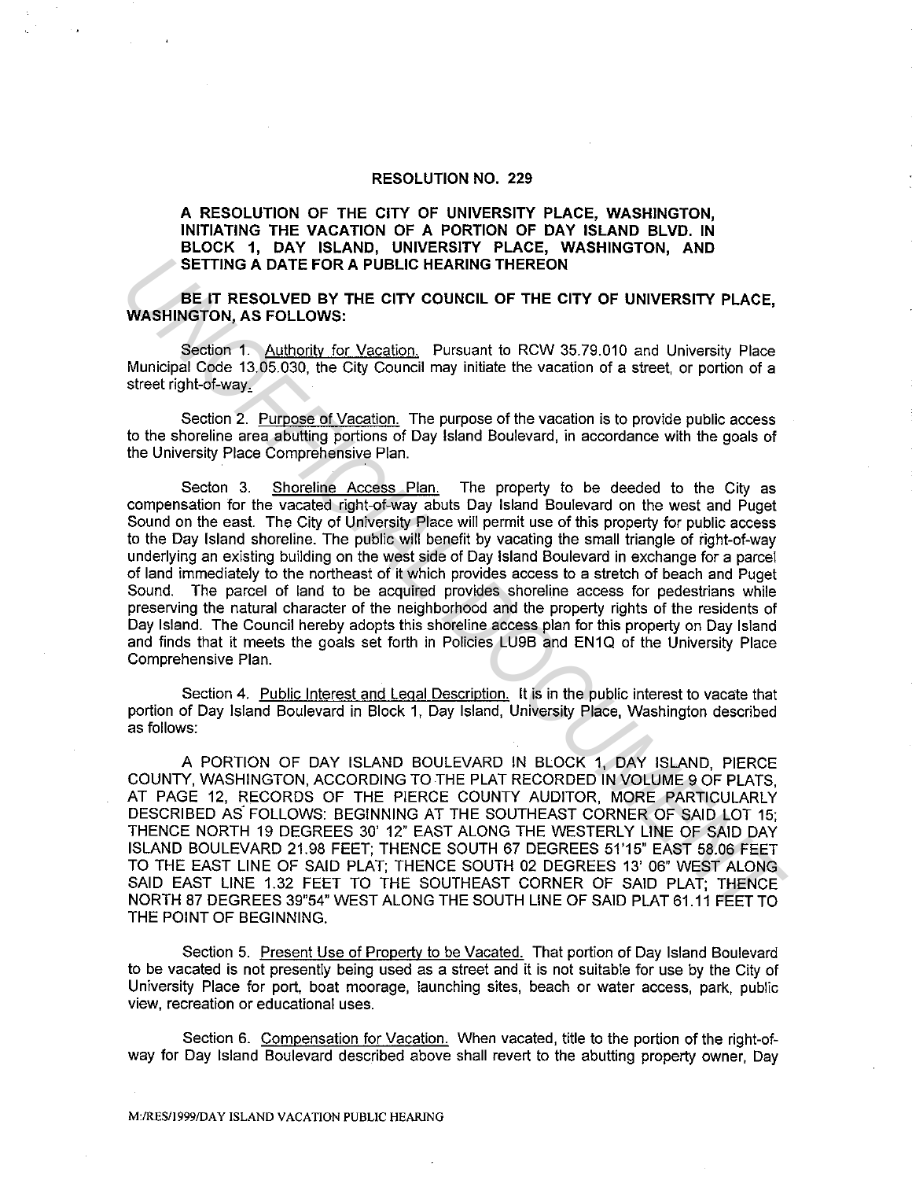# RESOLUTION NO. 229

**A RESOLUTION OF THE CITY OF UNIVERSITY PLACE, WASHINGTON, INITIATING THE VACATION OF A PORTION OF DAY ISLAND BLVD. IN BLOCK 1, DAY ISLAND, UNIVERSITY PLACE, WASHINGTON, AND SETTING A DATE FOR A PUBLIC HEARING THEREON**

**BE IT RESOLVED BY THE CITY COUNCIL OF THE CITY OF UNIVERSITY PLACE, WASHINGTON, AS FOLLOWS:**

Section 1. Authority for Vacation. Pursuant to RCW 35.79.010 and University Place Municipal Code 13.05.030, the City Council may initiate the vacation of a street, or portion of a street right-of-way.

Section 2. Purpose of Vacation. The purpose of the vacation is to provide public access to the shoreline area abutting portions of Day Island Boulevard, in accordance with the goals of the University Place Comprehensive Plan.

Secton 3. Shoreline Access Plan. The property to be deeded to the City as compensation for the vacated right-of-way abuts Day Island Boulevard on the west and Puget Sound on the east. The City of University Place will permit use of this property for public access to the Day Island shoreline. The public will benefit by vacating the small triangle of right-of-way underlying an existing building on the west side of Day Island Boulevard in exchange for a parcel of land immediately to the northeast of it which provides access to a stretch of beach and Puget Sound. The parcel of land to be acquired provides shoreline access for pedestrians while preserving the natural character of the neighborhood and the property rights of the residents of Day Island. The Council hereby adopts this shoreline access plan for this property on Day Island and finds that it meets the goals set forth in Policies LU9B and EN1Q of the University Place Comprehensive Plan.

Section 4. Public Interest and Legal Description. It is in the public interest to vacate that portion of Day Island Boulevard in Block 1, Day Island, University Place, Washington described as follows:

A PORTION OF DAY ISLAND BOULEVARD IN BLOCK 1, DAY ISLAND, PIERCE COUNTY, WASHINGTON, ACCORDING TO THE PLAT RECORDED IN VOLUME 9 OF PLATS, AT PAGE 12, RECORDS OF THE PIERCE COUNTY AUDITOR, MORE PARTICULARLY DESCRIBED AS FOLLOWS: BEGINNING AT THE SOUTHEAST CORNER OF SAID LOT 15; THENCE NORTH 19 DEGREES 30' 12" EAST ALONG THE WESTERLY LINE OF SAID DAY ISLAND BOULEVARD 21.98 FEET; THENCE SOUTH 67 DEGREES 51'15" EAST 58.06 FEET TO THE EAST LINE OF SAID PLAT; THENCE SOUTH 02 DEGREES 13' 06" WEST ALONG SAID EAST LINE 1.32 FEET TO THE SOUTHEAST CORNER OF SAID PLAT; THENCE NORTH 87 DEGREES 39"54" WEST ALONG THE SOUTH LINE OF SAID PLAT 61.11 FEET TO THE POINT OF BEGINNING.

Section 5. Present Use of Property to be Vacated. That portion of Day Island Boulevard to be vacated is not presently being used as a street and it is not suitable for use by the City of University Place for port, boat moorage, launching sites, beach or water access, park, public view, recreation or educational uses.

Section 6. Compensation for Vacation. When vacated, title to the portion of the right-of-way for Day Island Boulevard described above shall revert to the abutting property owner, Day

M:/RES/1999/DAY ISLAND VACATION PUBLIC HEARING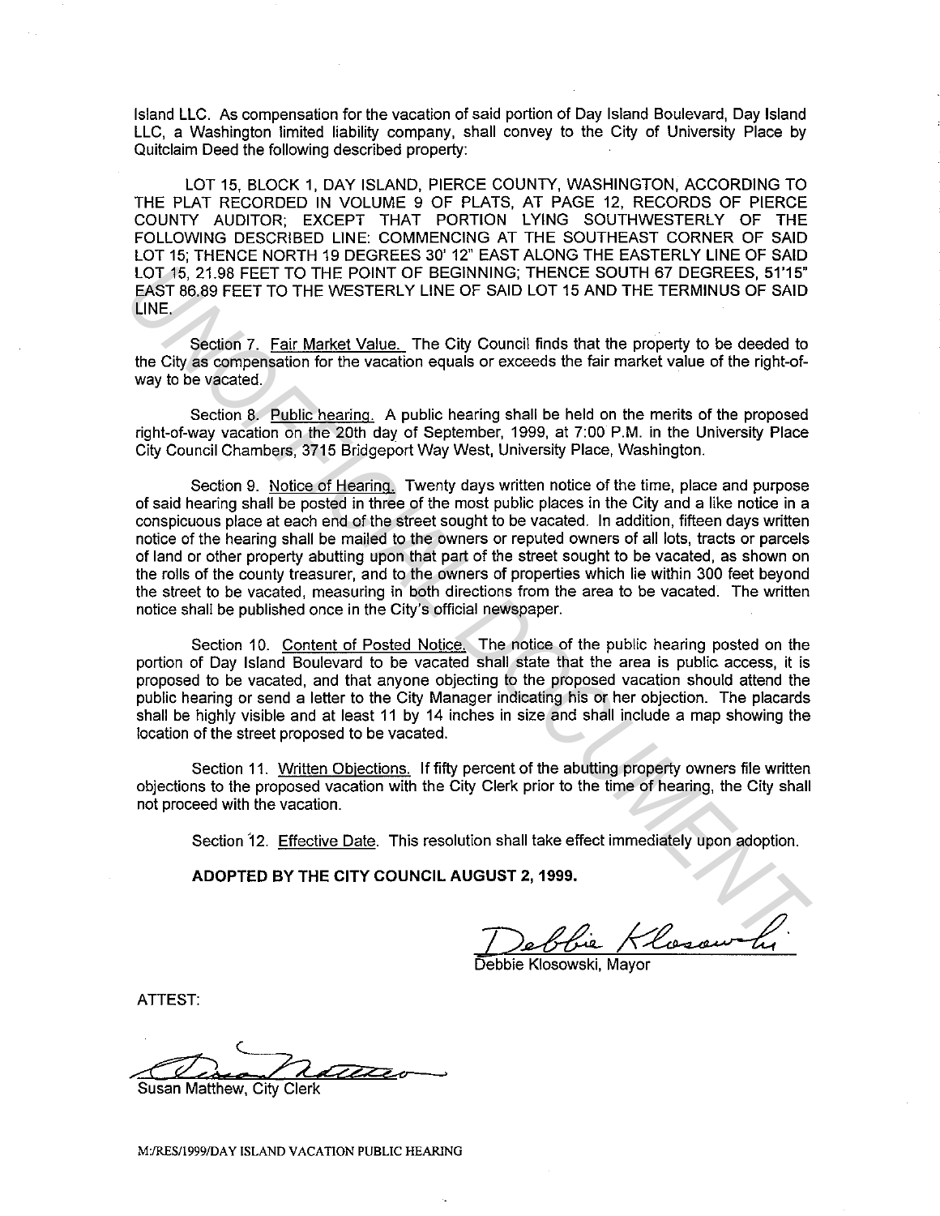Island LLC. As compensation for the vacation of said portion of Day Island Boulevard, Day Island LLC, a Washington limited liability company, shall convey to the City of University Place by Quitclaim Deed the following described property:

LOT 15, BLOCK 1, DAY ISLAND, PIERCE COUNTY, WASHINGTON, ACCORDING TO THE PLAT RECORDED IN VOLUME 9 OF PLATS, AT PAGE 12, RECORDS OF PIERCE COUNTY AUDITOR; EXCEPT THAT PORTION LYING SOUTHWESTERLY OF THE FOLLOWING DESCRIBED LINE: COMMENCING AT THE SOUTHEAST CORNER OF SAID LOT 15; THENCE NORTH 19 DEGREES 30' 12" EAST ALONG THE EASTERLY LINE OF SAID LOT 15, 21.98 FEET TO THE POINT OF BEGINNING; THENCE SOUTH 67 DEGREES, 51'15" EAST 86.89 FEET TO THE WESTERLY LINE OF SAID LOT 15 AND THE TERMINUS OF SAID LINE.

Section 7. Fair Market Value. The City Council finds that the property to be deeded to the City as compensation for the vacation equals or exceeds the fair market value of the right-of-way to be vacated.

Section 8. Public hearing. A public hearing shall be held on the merits of the proposed right-of-way vacation on the 20th day of September, 1999, at 7:00 P.M. in the University Place City Council Chambers, 3715 Bridgeport Way West, University Place, Washington.

Section 9. Notice of Hearing. Twenty days written notice of the time, place and purpose of said hearing shall be posted in three of the most public places in the City and a like notice in a conspicuous place at each end of the street sought to be vacated. In addition, fifteen days written notice of the hearing shall be mailed to the owners or reputed owners of all lots, tracts or parcels of land or other property abutting upon that part of the street sought to be vacated, as shown on the rolls of the county treasurer, and to the owners of properties which lie within 300 feet beyond the street to be vacated, measuring in both directions from the area to be vacated. The written notice shall be published once in the City's official newspaper.

Section 10. Content of Posted Notice. The notice of the public hearing posted on the portion of Day Island Boulevard to be vacated shall state that the area is public access, it is proposed to be vacated, and that anyone objecting to the proposed vacation should attend the public hearing or send a letter to the City Manager indicating his or her objection. The placards shall be highly visible and at least 11 by 14 inches in size and shall include a map showing the location of the street proposed to be vacated.

Section 11. Written Objections. If fifty percent of the abutting property owners file written objections to the proposed vacation with the City Clerk prior to the time of hearing, the City shall not proceed with the vacation.

Section 12. Effective Date. This resolution shall take effect immediately upon adoption.

**ADOPTED BY THE CITY COUNCIL AUGUST 2, 1999.**

Debbie Klosowski, Mayor

ATTEST:

Susan Matthew, City Clerk

M:/RES/1999/DAY ISLAND VACATION PUBLIC HEARING